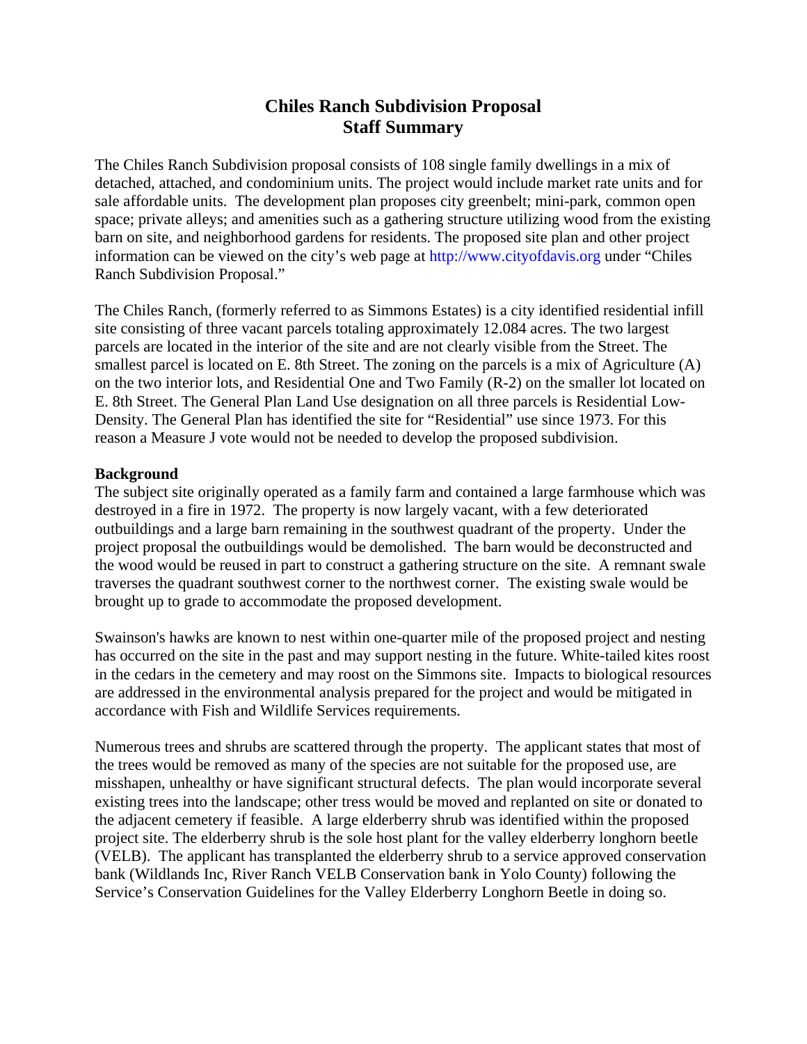# Chiles Ranch Subdivision Proposal
# Staff Summary

The Chiles Ranch Subdivision proposal consists of 108 single family dwellings in a mix of detached, attached, and condominium units. The project would include market rate units and for sale affordable units. The development plan proposes city greenbelt; mini-park, common open space; private alleys; and amenities such as a gathering structure utilizing wood from the existing barn on site, and neighborhood gardens for residents. The proposed site plan and other project information can be viewed on the city's web page at http://www.cityofdavis.org under "Chiles Ranch Subdivision Proposal."

The Chiles Ranch, (formerly referred to as Simmons Estates) is a city identified residential infill site consisting of three vacant parcels totaling approximately 12.084 acres. The two largest parcels are located in the interior of the site and are not clearly visible from the Street. The smallest parcel is located on E. 8th Street. The zoning on the parcels is a mix of Agriculture (A) on the two interior lots, and Residential One and Two Family (R-2) on the smaller lot located on E. 8th Street. The General Plan Land Use designation on all three parcels is Residential Low-Density. The General Plan has identified the site for "Residential" use since 1973. For this reason a Measure J vote would not be needed to develop the proposed subdivision.

**Background**

The subject site originally operated as a family farm and contained a large farmhouse which was destroyed in a fire in 1972. The property is now largely vacant, with a few deteriorated outbuildings and a large barn remaining in the southwest quadrant of the property. Under the project proposal the outbuildings would be demolished. The barn would be deconstructed and the wood would be reused in part to construct a gathering structure on the site. A remnant swale traverses the quadrant southwest corner to the northwest corner. The existing swale would be brought up to grade to accommodate the proposed development.

Swainson's hawks are known to nest within one-quarter mile of the proposed project and nesting has occurred on the site in the past and may support nesting in the future. White-tailed kites roost in the cedars in the cemetery and may roost on the Simmons site. Impacts to biological resources are addressed in the environmental analysis prepared for the project and would be mitigated in accordance with Fish and Wildlife Services requirements.

Numerous trees and shrubs are scattered through the property. The applicant states that most of the trees would be removed as many of the species are not suitable for the proposed use, are misshapen, unhealthy or have significant structural defects. The plan would incorporate several existing trees into the landscape; other tress would be moved and replanted on site or donated to the adjacent cemetery if feasible. A large elderberry shrub was identified within the proposed project site. The elderberry shrub is the sole host plant for the valley elderberry longhorn beetle (VELB). The applicant has transplanted the elderberry shrub to a service approved conservation bank (Wildlands Inc, River Ranch VELB Conservation bank in Yolo County) following the Service's Conservation Guidelines for the Valley Elderberry Longhorn Beetle in doing so.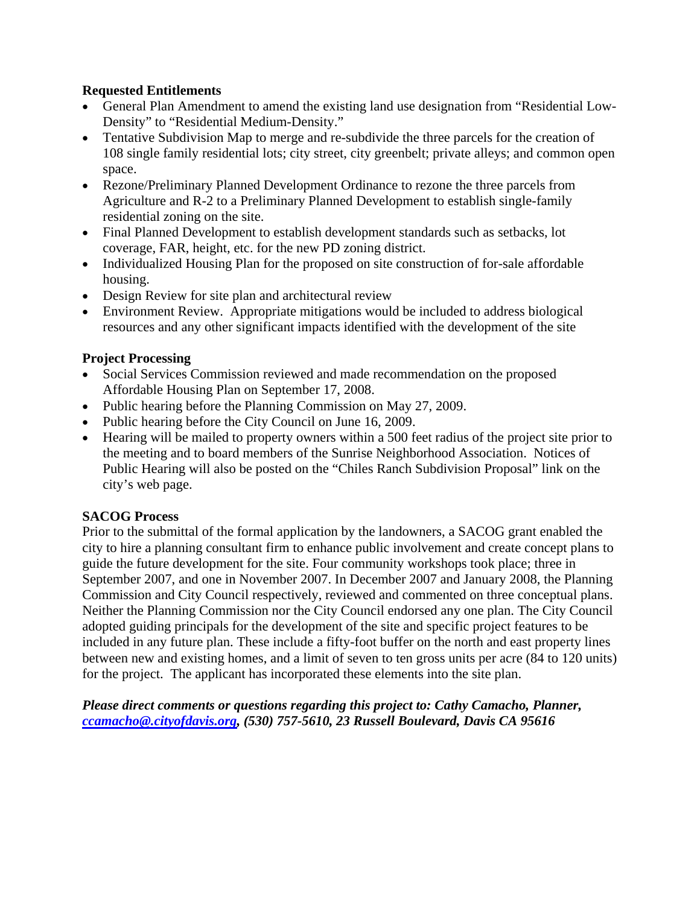**Requested Entitlements**

- General Plan Amendment to amend the existing land use designation from "Residential Low-Density" to "Residential Medium-Density."
- Tentative Subdivision Map to merge and re-subdivide the three parcels for the creation of 108 single family residential lots; city street, city greenbelt; private alleys; and common open space.
- Rezone/Preliminary Planned Development Ordinance to rezone the three parcels from Agriculture and R-2 to a Preliminary Planned Development to establish single-family residential zoning on the site.
- Final Planned Development to establish development standards such as setbacks, lot coverage, FAR, height, etc. for the new PD zoning district.
- Individualized Housing Plan for the proposed on site construction of for-sale affordable housing.
- Design Review for site plan and architectural review
- Environment Review. Appropriate mitigations would be included to address biological resources and any other significant impacts identified with the development of the site

**Project Processing**

- Social Services Commission reviewed and made recommendation on the proposed Affordable Housing Plan on September 17, 2008.
- Public hearing before the Planning Commission on May 27, 2009.
- Public hearing before the City Council on June 16, 2009.
- Hearing will be mailed to property owners within a 500 feet radius of the project site prior to the meeting and to board members of the Sunrise Neighborhood Association. Notices of Public Hearing will also be posted on the "Chiles Ranch Subdivision Proposal" link on the city's web page.

**SACOG Process**

Prior to the submittal of the formal application by the landowners, a SACOG grant enabled the city to hire a planning consultant firm to enhance public involvement and create concept plans to guide the future development for the site. Four community workshops took place; three in September 2007, and one in November 2007. In December 2007 and January 2008, the Planning Commission and City Council respectively, reviewed and commented on three conceptual plans. Neither the Planning Commission nor the City Council endorsed any one plan. The City Council adopted guiding principals for the development of the site and specific project features to be included in any future plan. These include a fifty-foot buffer on the north and east property lines between new and existing homes, and a limit of seven to ten gross units per acre (84 to 120 units) for the project. The applicant has incorporated these elements into the site plan.

***Please direct comments or questions regarding this project to: Cathy Camacho, Planner, ccamacho@.cityofdavis.org, (530) 757-5610, 23 Russell Boulevard, Davis CA 95616***